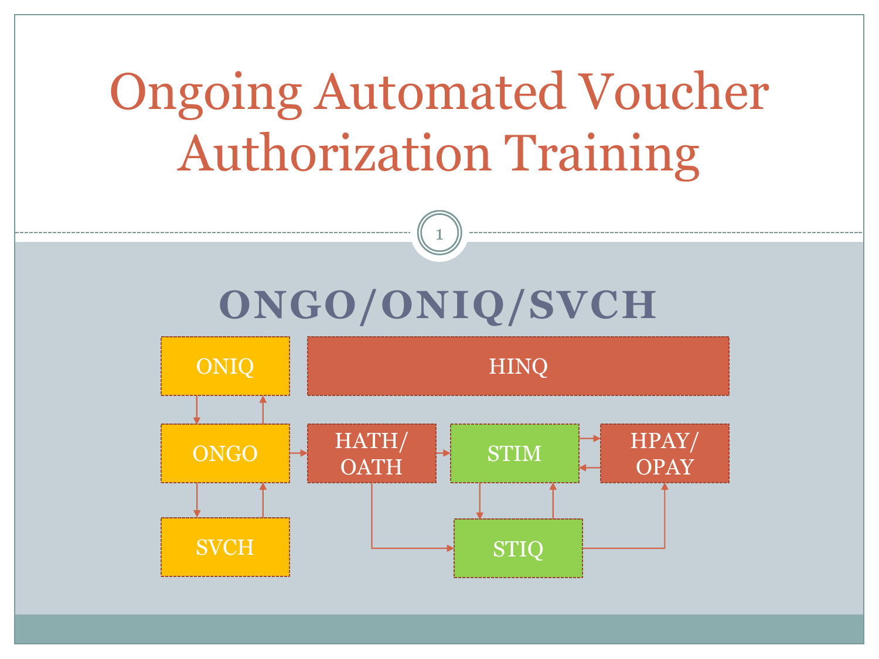# Ongoing Automated Voucher Authorization Training

## ONGO/ONIQ/SVCH

ONIQ

HINQ

ONGO

HATH/ OATH

STIM

HPAY/ OPAY

SVCH

STIQ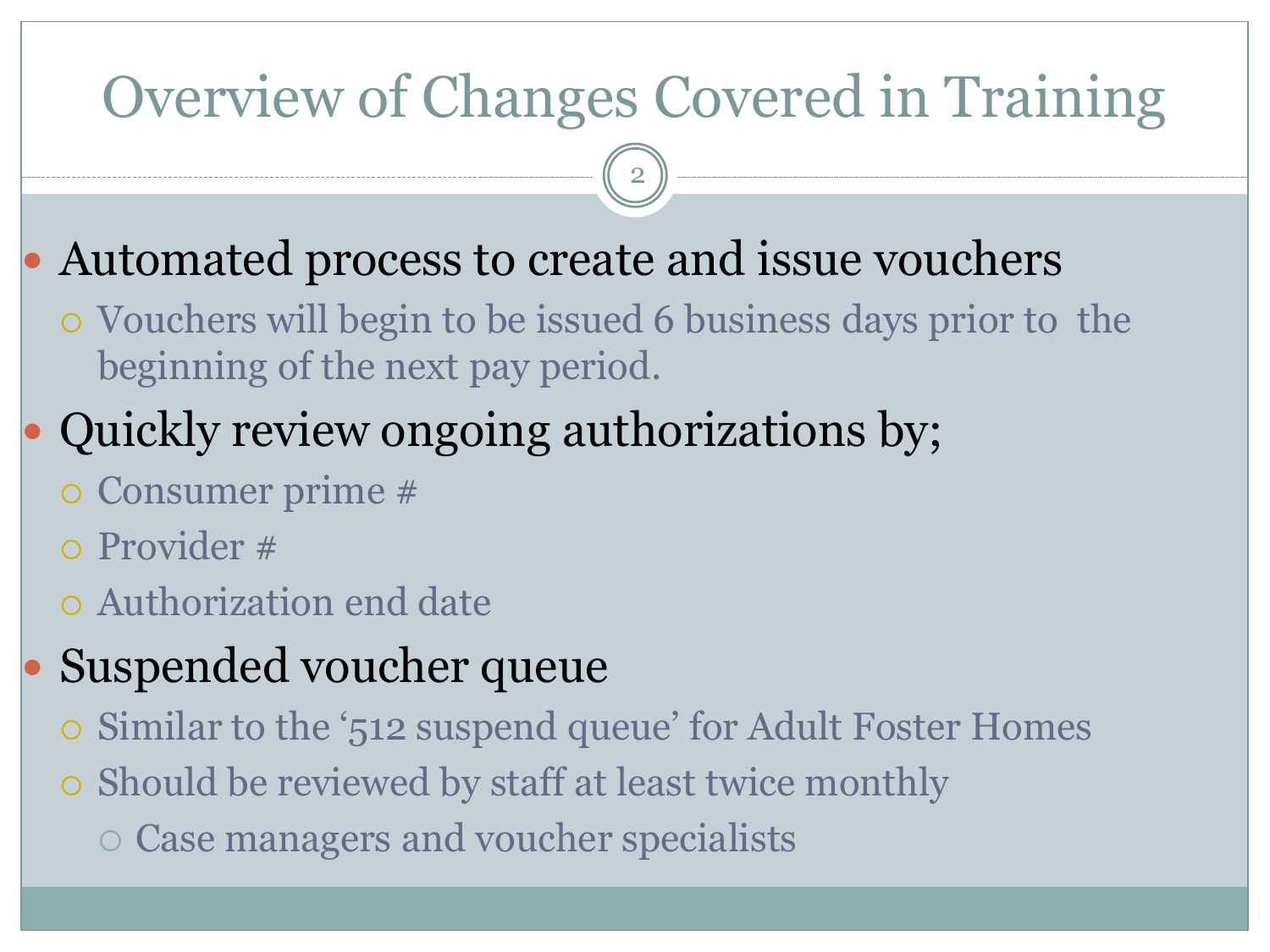# Overview of Changes Covered in Training

- Automated process to create and issue vouchers
  - Vouchers will begin to be issued 6 business days prior to the beginning of the next pay period.
- Quickly review ongoing authorizations by;
  - Consumer prime #
  - Provider #
  - Authorization end date
- Suspended voucher queue
  - Similar to the '512 suspend queue' for Adult Foster Homes
  - Should be reviewed by staff at least twice monthly
    - Case managers and voucher specialists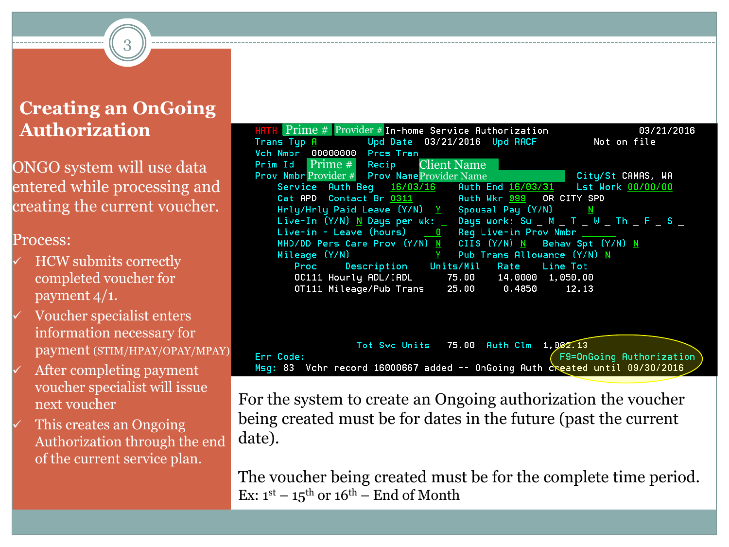## Creating an OnGoing Authorization

ONGO system will use data entered while processing and creating the current voucher.

Process:

- ✓ HCW submits correctly completed voucher for payment 4/1.
- ✓ Voucher specialist enters information necessary for payment (STIM/HPAY/OPAY/MPAY)
- ✓ After completing payment voucher specialist will issue next voucher
- ✓ This creates an Ongoing Authorization through the end of the current service plan.

```
HATH  Prime #  Provider # In-home Service Authorization              03/21/2016
Trans Typ A          Upd Date  03/21/2016  Upd RACF         Not on file
Vch Nmbr  00000000   Prcs Tran
Prim Id   Prime #    Recip    Client Name
Prov Nmbr Provider # Prov Name Provider Name                City/St CAMAS, WA
    Service  Auth Beg   16/03/16    Auth End 16/03/31    Lst Work 00/00/00
    Cat APD  Contact Br 0311        Auth Wkr 999   OR CITY SPD
    Hrly/Hrly Paid Leave (Y/N)  Y   Spousal Pay (Y/N)      N
    Live-In (Y/N) N Days per wk: _  Days work: Su _ M _ T _ W _ Th _ F _ S _
    Live-in - Leave (hours)    0    Reg Live-in Prov Nmbr ______
    MHD/DD Pers Care Prov (Y/N) N   CIIS (Y/N) N   Behav Spt (Y/N) N
    Mileage (Y/N)               Y   Pub Trans Allowance (Y/N) N
       Proc     Description    Units/Mil   Rate     Line Tot
       OC111 Hourly ADL/IADL      75.00    14.0000  1,050.00
       OT111 Mileage/Pub Trans    25.00     0.4850     12.13

                   Tot Svc Units   75.00  Auth Clm  1,062.13
Err Code:                                             F9=OnGoing Authorization
Msg: 83  Vchr record 16000667 added -- OnGoing Auth created until 09/30/2016
```

For the system to create an Ongoing authorization the voucher being created must be for dates in the future (past the current date).

The voucher being created must be for the complete time period.
Ex: 1st – 15th or 16th – End of Month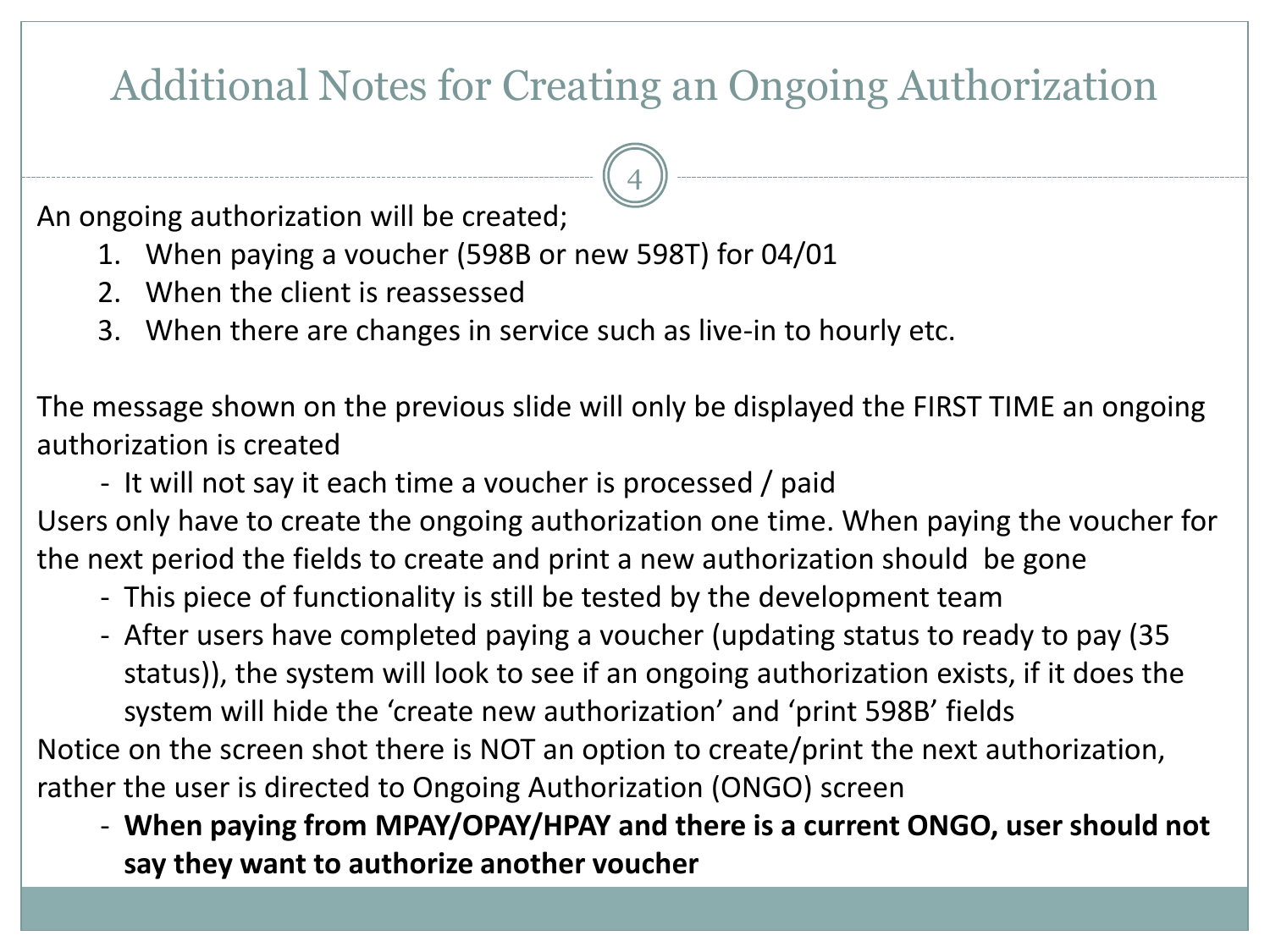# Additional Notes for Creating an Ongoing Authorization

An ongoing authorization will be created;

1. When paying a voucher (598B or new 598T) for 04/01
2. When the client is reassessed
3. When there are changes in service such as live-in to hourly etc.

The message shown on the previous slide will only be displayed the FIRST TIME an ongoing authorization is created

- It will not say it each time a voucher is processed / paid

Users only have to create the ongoing authorization one time. When paying the voucher for the next period the fields to create and print a new authorization should be gone

- This piece of functionality is still be tested by the development team
- After users have completed paying a voucher (updating status to ready to pay (35 status)), the system will look to see if an ongoing authorization exists, if it does the system will hide the 'create new authorization' and 'print 598B' fields

Notice on the screen shot there is NOT an option to create/print the next authorization, rather the user is directed to Ongoing Authorization (ONGO) screen

- **When paying from MPAY/OPAY/HPAY and there is a current ONGO, user should not say they want to authorize another voucher**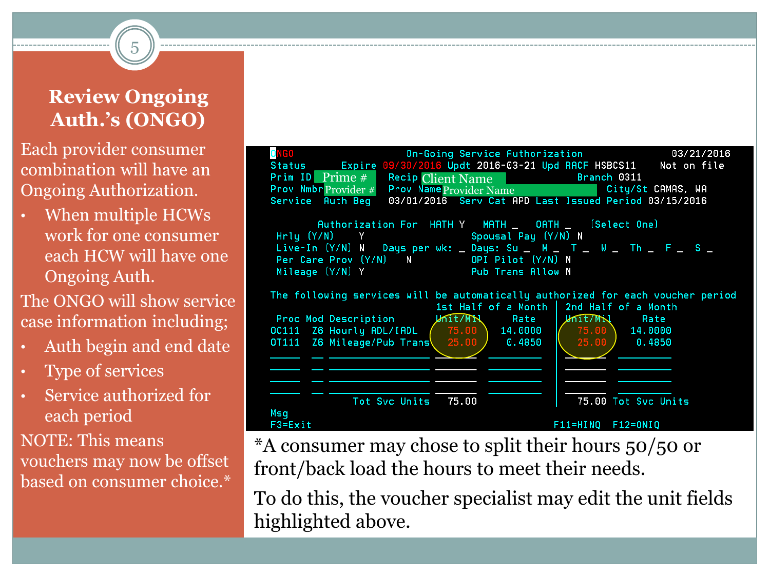# Review Ongoing Auth.'s (ONGO)

Each provider consumer combination will have an Ongoing Authorization.

- When multiple HCWs work for one consumer each HCW will have one Ongoing Auth.

The ONGO will show service case information including;

- Auth begin and end date
- Type of services
- Service authorized for each period

NOTE: This means vouchers may now be offset based on consumer choice.*

```
ONGO                    On-Going Service Authorization                03/21/2016
Status      Expire 09/30/2016 Updt 2016-03-21 Upd RACF HSBCS11    Not on file
Prim ID  Prime #    Recip Client Name                  Branch 0311
Prov Nmbr Provider #  Prov Name Provider Name               City/St CAMAS, WA
Service    Auth Beg    03/01/2016  Serv Cat APD Last Issued Period 03/15/2016

         Authorization For  HATH Y   MATH _   OATH _   (Select One)
 Hrly (Y/N)      Y                      Spousal Pay (Y/N) N
 Live-In (Y/N) N   Days per wk: _ Days: Su _  M _  T _  W _  Th _  F _  S _
 Per Care Prov (Y/N)    N               OPI Pilot (Y/N) N
 Mileage (Y/N) Y                        Pub Trans Allow N

The following services will be automatically authorized for each voucher period
                                 1st Half of a Month    2nd Half of a Month
 Proc Mod Description           Unit/Mil    Rate       Unit/Mil    Rate
OC111  Z6 Hourly ADL/IADL        75.00    14.0000       75.00    14.0000
OT111  Z6 Mileage/Pub Trans      25.00     0.4850       25.00     0.4850

            Tot Svc Units        75.00                  75.00 Tot Svc Units
Msg
F3=Exit                                              F11=HINQ  F12=ONIQ
```

*A consumer may chose to split their hours 50/50 or front/back load the hours to meet their needs.

To do this, the voucher specialist may edit the unit fields highlighted above.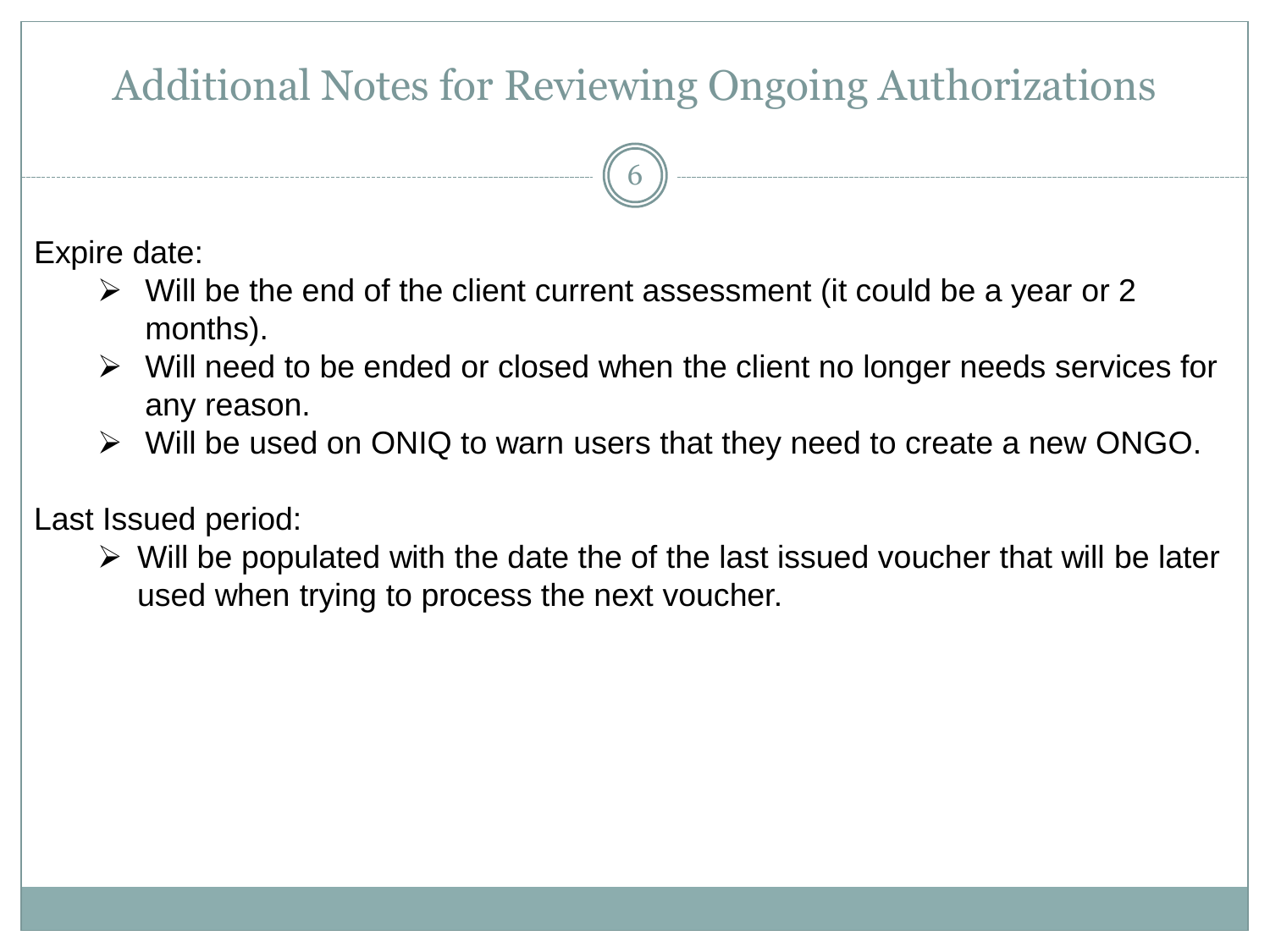# Additional Notes for Reviewing Ongoing Authorizations

Expire date:

- Will be the end of the client current assessment (it could be a year or 2 months).
- Will need to be ended or closed when the client no longer needs services for any reason.
- Will be used on ONIQ to warn users that they need to create a new ONGO.

Last Issued period:

- Will be populated with the date the of the last issued voucher that will be later used when trying to process the next voucher.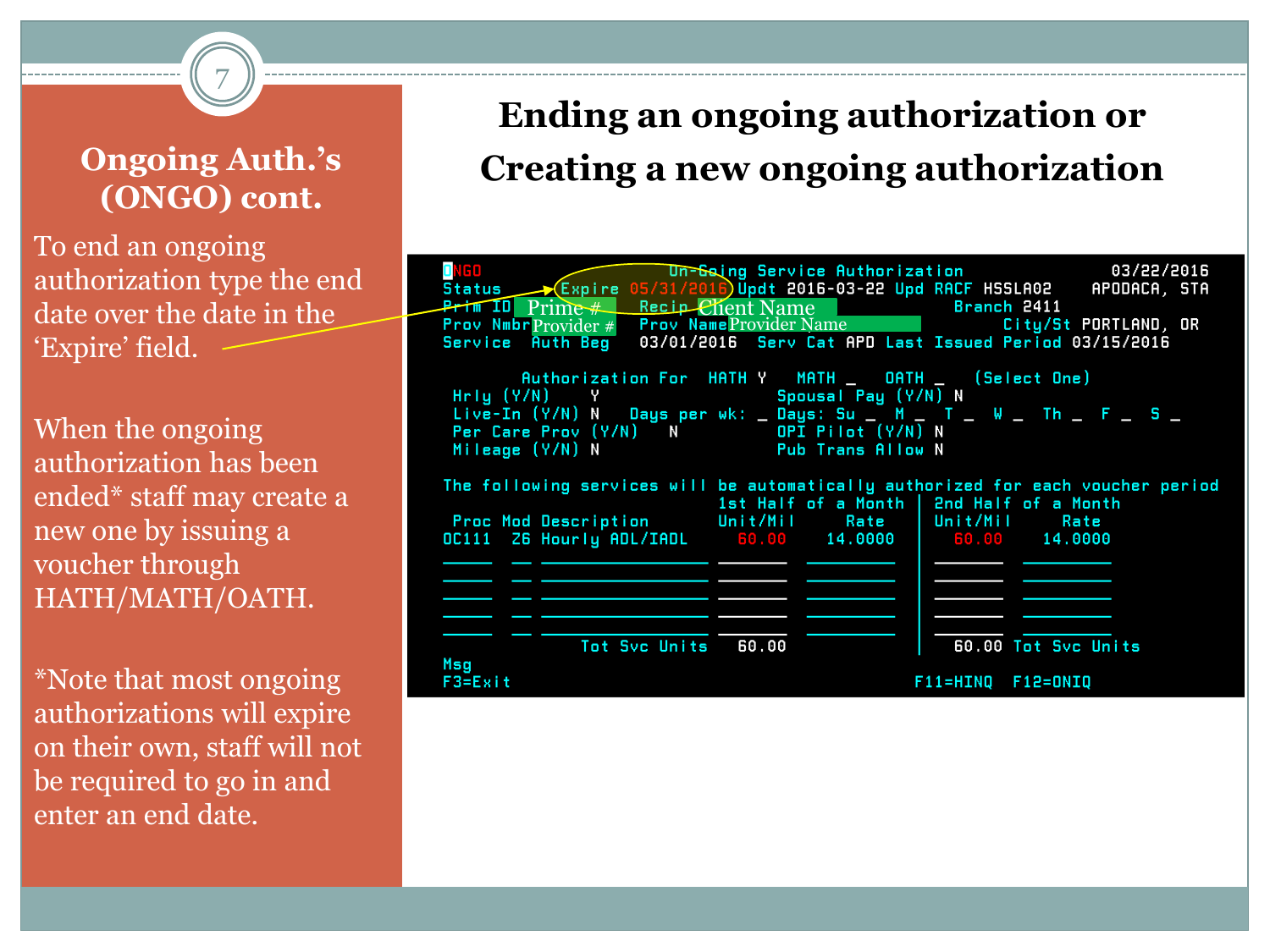## Ongoing Auth.'s (ONGO) cont.

To end an ongoing authorization type the end date over the date in the 'Expire' field.

When the ongoing authorization has been ended* staff may create a new one by issuing a voucher through HATH/MATH/OATH.

*Note that most ongoing authorizations will expire on their own, staff will not be required to go in and enter an end date.

# Ending an ongoing authorization or Creating a new ongoing authorization

```
ONGO                    On-Going Service Authorization                    03/22/2016
Status          Expire 05/31/2016 Updt 2016-03-22 Upd RACF HSSLA02    APODACA, STA
Prim ID  Prime #      Recip Client Name                    Branch 2411
Prov Nmbr Provider #  Prov Name Provider Name                  City/St PORTLAND, OR
Service   Auth Beg   03/01/2016  Serv Cat APD Last Issued Period 03/15/2016

        Authorization For  HATH Y   MATH _   OATH _   (Select One)
 Hrly (Y/N)     Y                      Spousal Pay (Y/N) N
 Live-In (Y/N) N   Days per wk: _ Days: Su _  M _  T _  W _  Th _  F _  S _
 Per Care Prov (Y/N)    N              OPI Pilot (Y/N) N
 Mileage (Y/N) N                       Pub Trans Allow N

The following services will be automatically authorized for each voucher period
                               1st Half of a Month  | 2nd Half of a Month
 Proc Mod Description          Unit/Mil     Rate    | Unit/Mil     Rate
OC111  Z6 Hourly ADL/IADL        60.00    14.0000   |   60.00    14.0000

             Tot Svc Units      60.00                  60.00 Tot Svc Units
Msg
F3=Exit                                                F11=HINQ  F12=ONIQ
```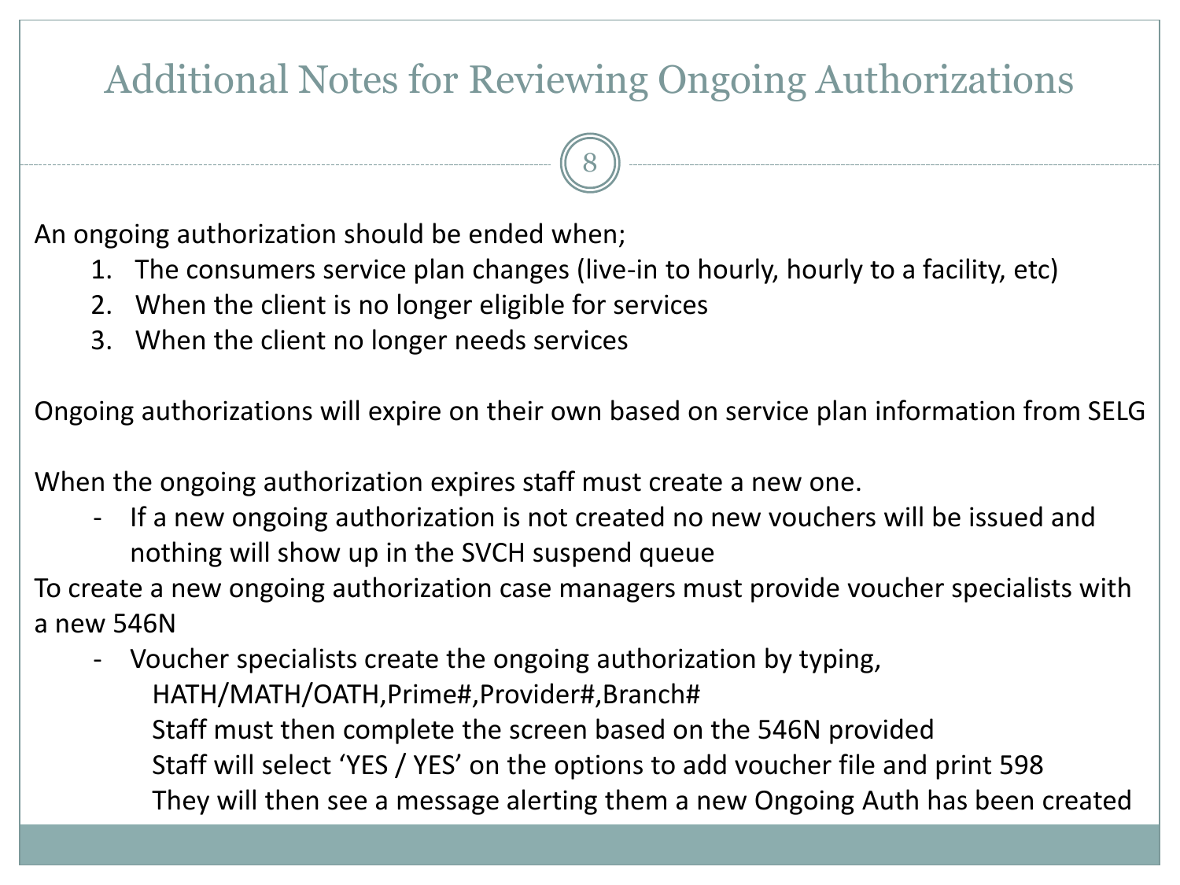# Additional Notes for Reviewing Ongoing Authorizations

An ongoing authorization should be ended when;

1. The consumers service plan changes (live-in to hourly, hourly to a facility, etc)
2. When the client is no longer eligible for services
3. When the client no longer needs services

Ongoing authorizations will expire on their own based on service plan information from SELG

When the ongoing authorization expires staff must create a new one.

- If a new ongoing authorization is not created no new vouchers will be issued and nothing will show up in the SVCH suspend queue

To create a new ongoing authorization case managers must provide voucher specialists with a new 546N

- Voucher specialists create the ongoing authorization by typing,
  HATH/MATH/OATH,Prime#,Provider#,Branch#
  Staff must then complete the screen based on the 546N provided
  Staff will select 'YES / YES' on the options to add voucher file and print 598
  They will then see a message alerting them a new Ongoing Auth has been created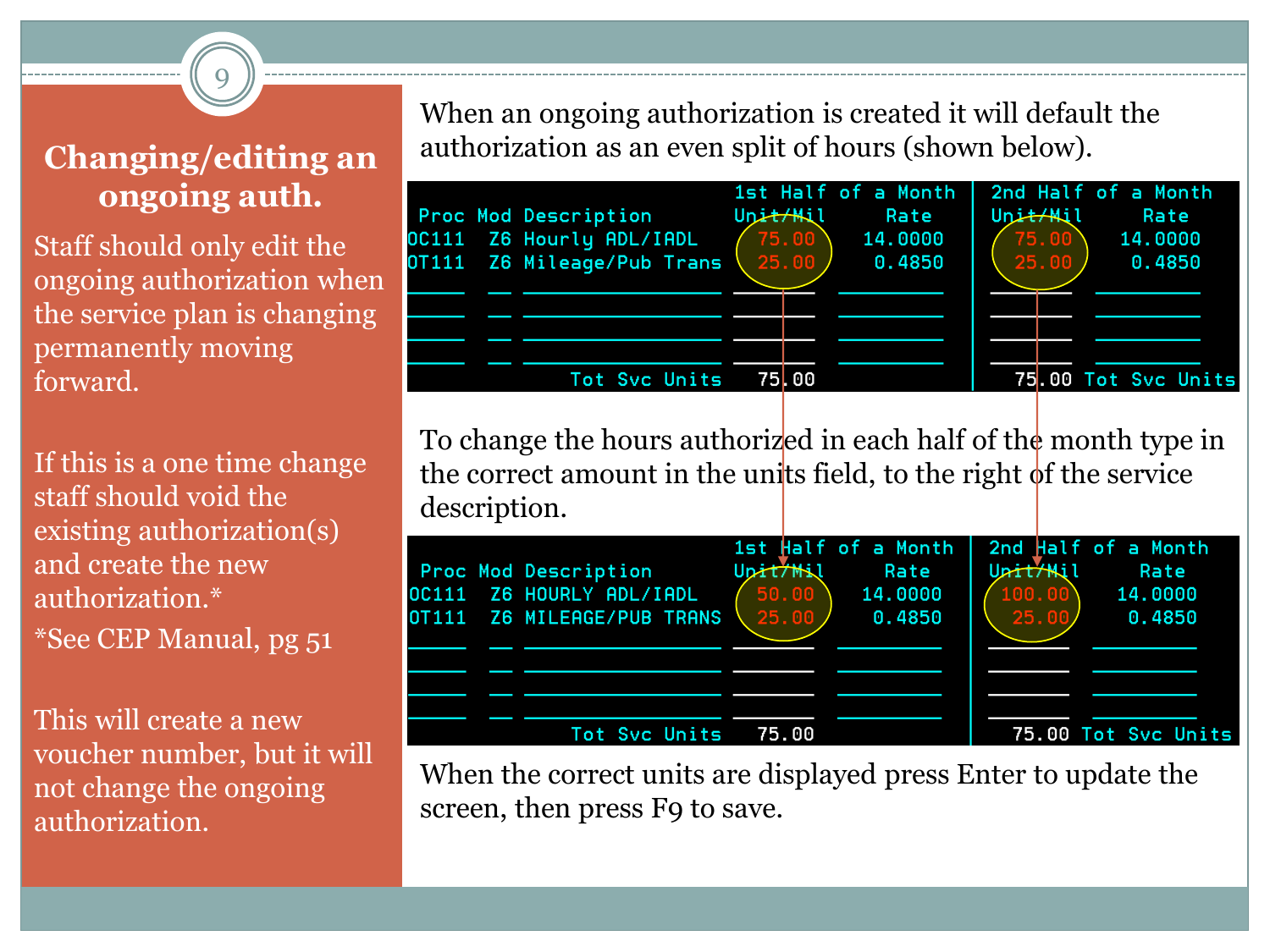## Changing/editing an ongoing auth.

Staff should only edit the ongoing authorization when the service plan is changing permanently moving forward.

If this is a one time change staff should void the existing authorization(s) and create the new authorization.*

*See CEP Manual, pg 51

This will create a new voucher number, but it will not change the ongoing authorization.

When an ongoing authorization is created it will default the authorization as an even split of hours (shown below).

| | | | 1st Half of a Month | | 2nd Half of a Month | |
|---|---|---|---|---|---|---|
| Proc | Mod | Description | Unit/Mil | Rate | Unit/Mil | Rate |
| OC111 | Z6 | Hourly ADL/IADL | 75.00 | 14.0000 | 75.00 | 14.0000 |
| OT111 | Z6 | Mileage/Pub Trans | 25.00 | 0.4850 | 25.00 | 0.4850 |
| | | Tot Svc Units | 75.00 | | 75.00 | Tot Svc Units |

To change the hours authorized in each half of the month type in the correct amount in the units field, to the right of the service description.

| | | | 1st Half of a Month | | 2nd Half of a Month | |
|---|---|---|---|---|---|---|
| Proc | Mod | Description | Unit/Mil | Rate | Unit/Mil | Rate |
| OC111 | Z6 | HOURLY ADL/IADL | 50.00 | 14.0000 | 100.00 | 14.0000 |
| OT111 | Z6 | MILEAGE/PUB TRANS | 25.00 | 0.4850 | 25.00 | 0.4850 |
| | | Tot Svc Units | 75.00 | | 75.00 | Tot Svc Units |

When the correct units are displayed press Enter to update the screen, then press F9 to save.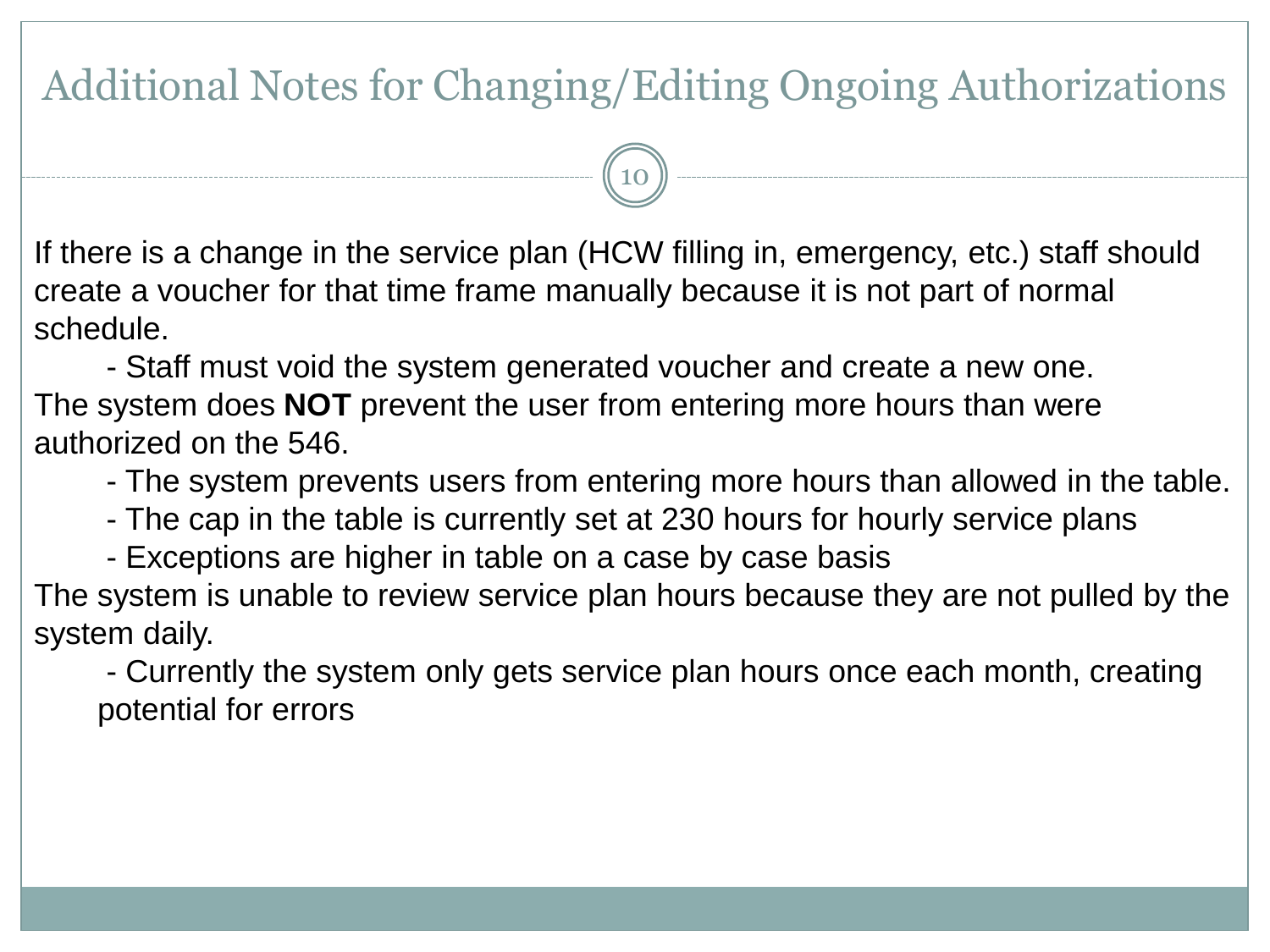# Additional Notes for Changing/Editing Ongoing Authorizations

If there is a change in the service plan (HCW filling in, emergency, etc.) staff should create a voucher for that time frame manually because it is not part of normal schedule.

- Staff must void the system generated voucher and create a new one.

The system does **NOT** prevent the user from entering more hours than were authorized on the 546.

- The system prevents users from entering more hours than allowed in the table.
- The cap in the table is currently set at 230 hours for hourly service plans
- Exceptions are higher in table on a case by case basis

The system is unable to review service plan hours because they are not pulled by the system daily.

- Currently the system only gets service plan hours once each month, creating potential for errors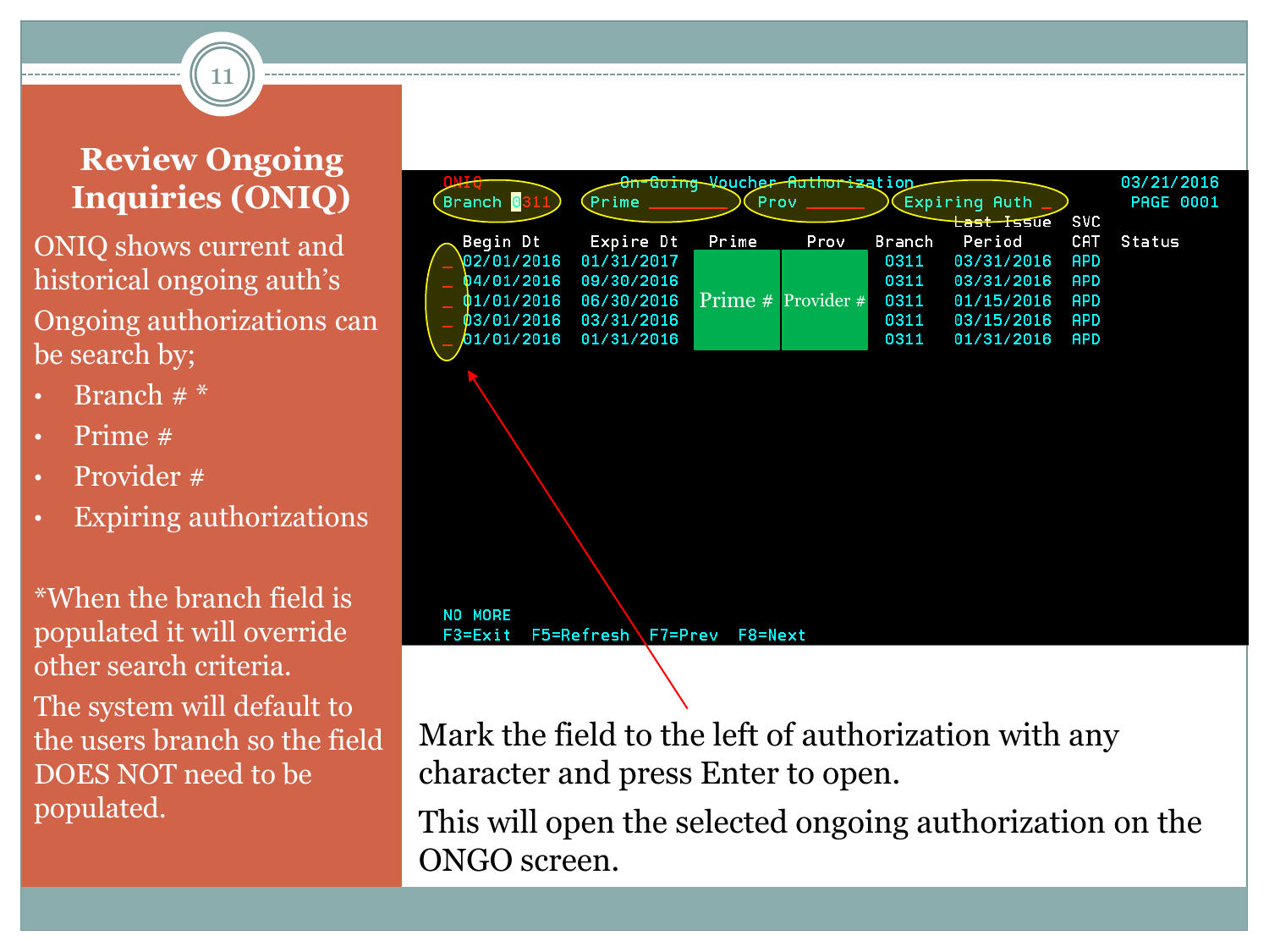# Review Ongoing Inquiries (ONIQ)

ONIQ shows current and historical ongoing auth's

Ongoing authorizations can be search by;

- Branch # *
- Prime #
- Provider #
- Expiring authorizations

*When the branch field is populated it will override other search criteria.

The system will default to the users branch so the field DOES NOT need to be populated.

```
ONIQ              On-Going Voucher Authorization                03/21/2016
Branch 0311    Prime ________   Prov ______   Expiring Auth _     PAGE 0001
                                                     Last Issue  SVC
  Begin Dt    Expire Dt    Prime      Prov    Branch   Period    CAT  Status
_ 02/01/2016  01/31/2017                      0311   03/31/2016  APD
_ 04/01/2016  09/30/2016                      0311   03/31/2016  APD
_ 01/01/2016  06/30/2016  Prime #  Provider # 0311   01/15/2016  APD
_ 03/01/2016  03/31/2016                      0311   03/15/2016  APD
_ 01/01/2016  01/31/2016                      0311   01/31/2016  APD

NO MORE
F3=Exit  F5=Refresh  F7=Prev  F8=Next
```

Mark the field to the left of authorization with any character and press Enter to open.

This will open the selected ongoing authorization on the ONGO screen.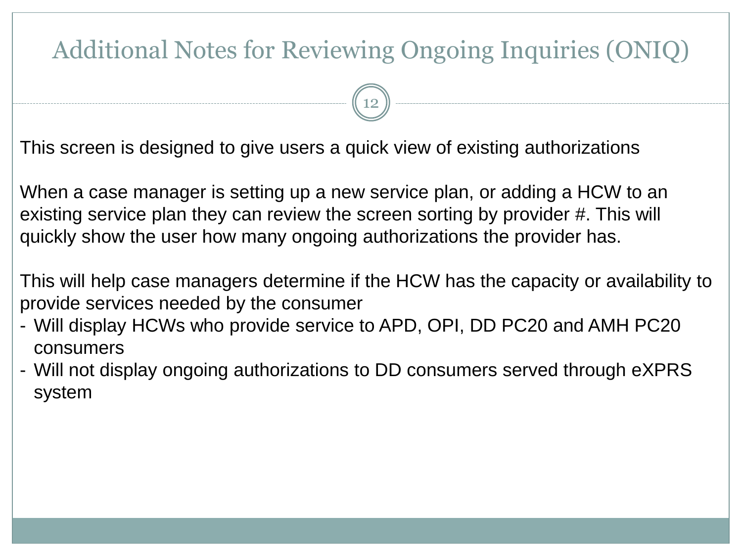# Additional Notes for Reviewing Ongoing Inquiries (ONIQ)

This screen is designed to give users a quick view of existing authorizations

When a case manager is setting up a new service plan, or adding a HCW to an existing service plan they can review the screen sorting by provider #. This will quickly show the user how many ongoing authorizations the provider has.

This will help case managers determine if the HCW has the capacity or availability to provide services needed by the consumer

- Will display HCWs who provide service to APD, OPI, DD PC20 and AMH PC20 consumers
- Will not display ongoing authorizations to DD consumers served through eXPRS system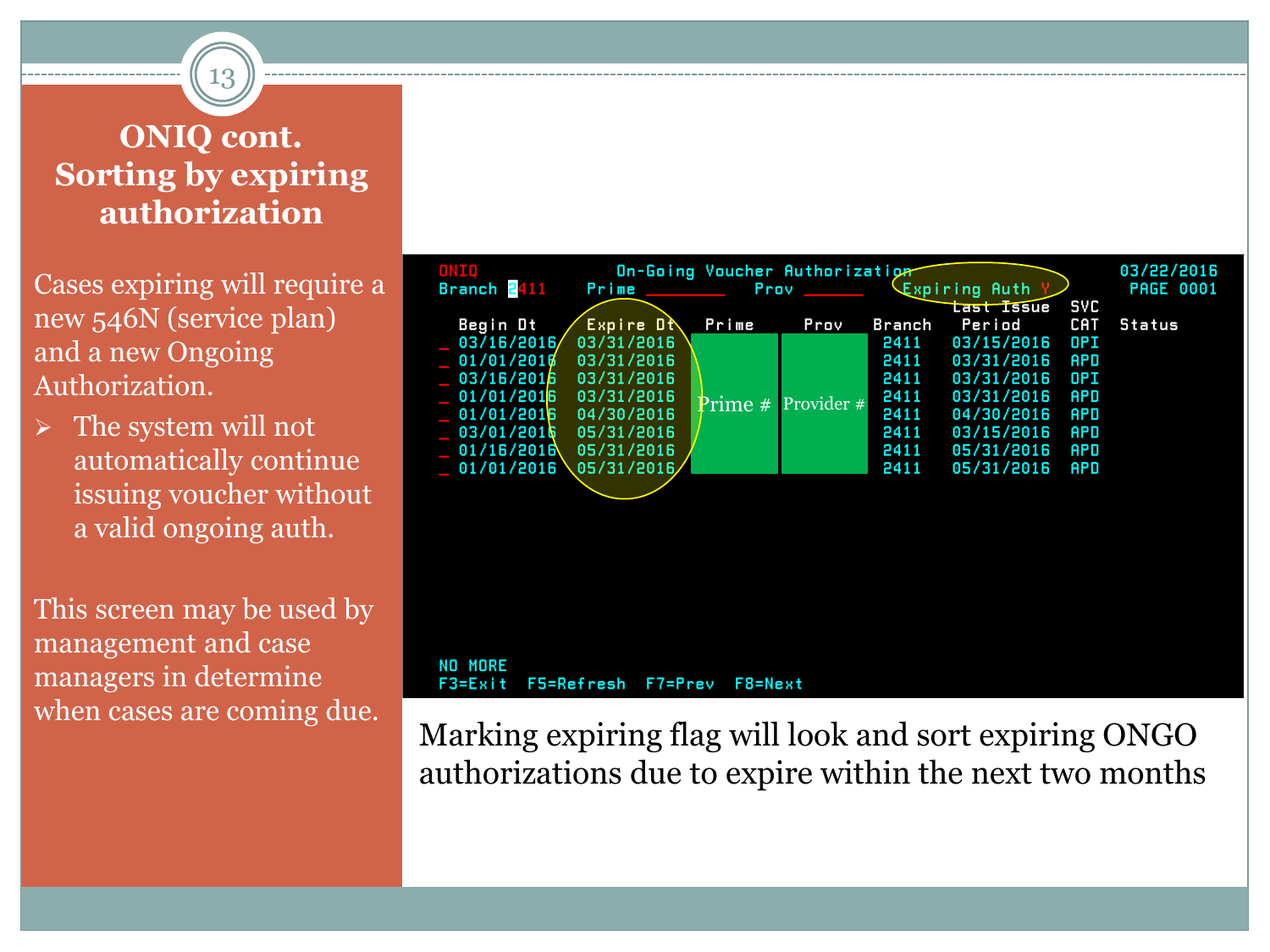# ONIQ cont. Sorting by expiring authorization

Cases expiring will require a new 546N (service plan) and a new Ongoing Authorization.

- The system will not automatically continue issuing voucher without a valid ongoing auth.

This screen may be used by management and case managers in determine when cases are coming due.

```
ONIQ                On-Going Voucher Authorization                    03/22/2016
Branch 2411      Prime ________   Prov ______    Expiring Auth Y       PAGE 0001
                                                   Last Issue  SVC
   Begin Dt    Expire Dt    Prime      Prov    Branch   Period    CAT   Status
_  03/16/2016  03/31/2016                        2411   03/15/2016  OPI
_  01/01/2016  03/31/2016                        2411   03/31/2016  APD
_  03/16/2016  03/31/2016                        2411   03/31/2016  OPI
_  01/01/2016  03/31/2016  Prime #   Provider #  2411   03/31/2016  APD
_  01/01/2016  04/30/2016                        2411   04/30/2016  APD
_  03/01/2016  05/31/2016                        2411   03/15/2016  APD
_  01/16/2016  05/31/2016                        2411   05/31/2016  APD
_  01/01/2016  05/31/2016                        2411   05/31/2016  APD

NO MORE
F3=Exit  F5=Refresh  F7=Prev  F8=Next
```

Marking expiring flag will look and sort expiring ONGO authorizations due to expire within the next two months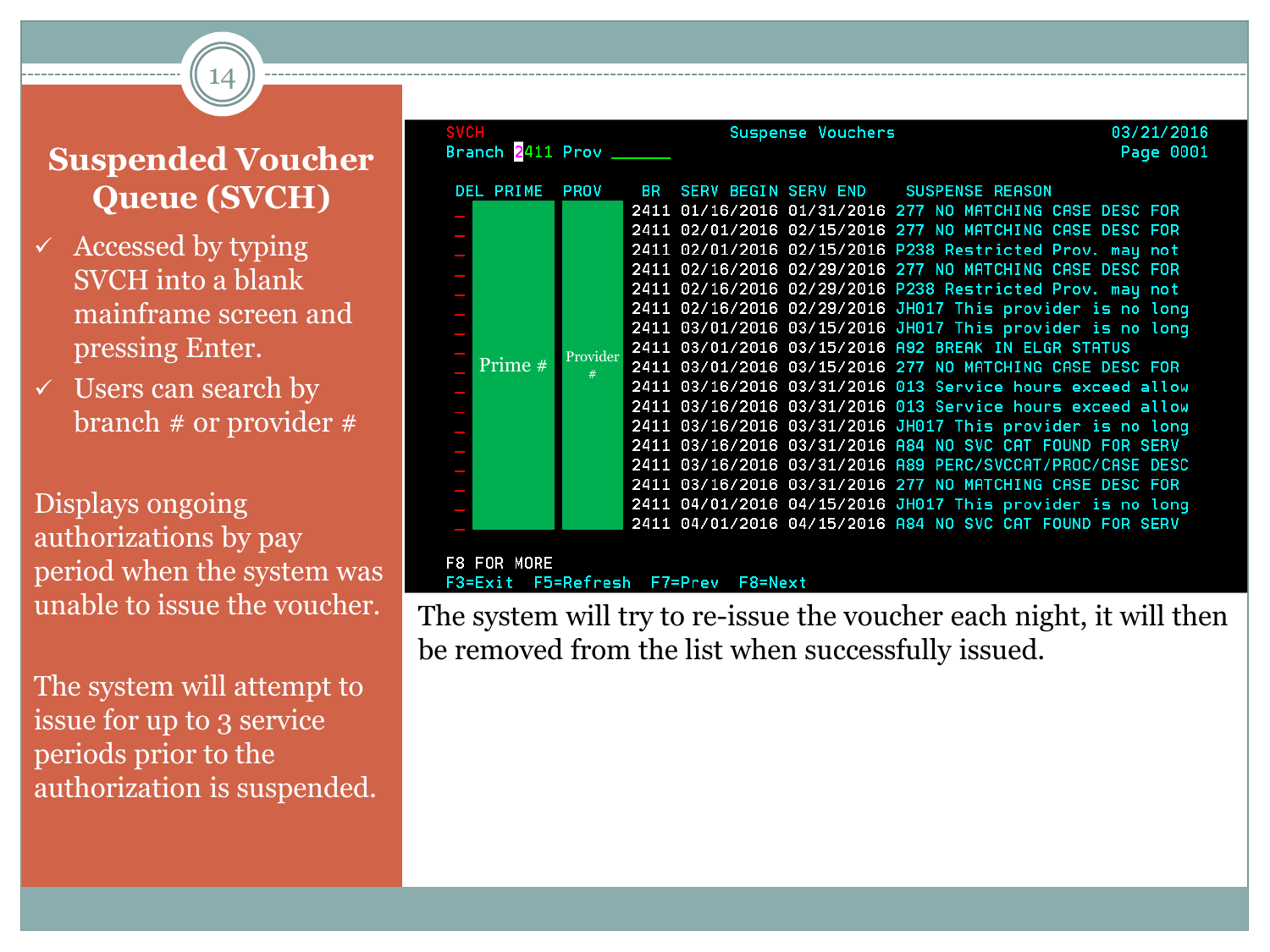# Suspended Voucher Queue (SVCH)

- ✓ Accessed by typing SVCH into a blank mainframe screen and pressing Enter.
- ✓ Users can search by branch # or provider #

Displays ongoing authorizations by pay period when the system was unable to issue the voucher.

The system will attempt to issue for up to 3 service periods prior to the authorization is suspended.

```
SVCH                          Suspense Vouchers                    03/21/2016
Branch 2411 Prov ______                                            Page 0001

 DEL PRIME    PROV    BR   SERV BEGIN SERV END    SUSPENSE REASON
 _   Prime #  Provider #  2411 01/16/2016 01/31/2016 277 NO MATCHING CASE DESC FOR
 _                        2411 02/01/2016 02/15/2016 277 NO MATCHING CASE DESC FOR
 _                        2411 02/01/2016 02/15/2016 P238 Restricted Prov. may not
 _                        2411 02/16/2016 02/29/2016 277 NO MATCHING CASE DESC FOR
 _                        2411 02/16/2016 02/29/2016 P238 Restricted Prov. may not
 _                        2411 02/16/2016 02/29/2016 JH017 This provider is no long
 _                        2411 03/01/2016 03/15/2016 JH017 This provider is no long
 _                        2411 03/01/2016 03/15/2016 A92 BREAK IN ELGR STATUS
 _                        2411 03/01/2016 03/15/2016 277 NO MATCHING CASE DESC FOR
 _                        2411 03/16/2016 03/31/2016 013 Service hours exceed allow
 _                        2411 03/16/2016 03/31/2016 013 Service hours exceed allow
 _                        2411 03/16/2016 03/31/2016 JH017 This provider is no long
 _                        2411 03/16/2016 03/31/2016 A84 NO SVC CAT FOUND FOR SERV
 _                        2411 03/16/2016 03/31/2016 A89 PERC/SVCCAT/PROC/CASE DESC
 _                        2411 03/16/2016 03/31/2016 277 NO MATCHING CASE DESC FOR
 _                        2411 04/01/2016 04/15/2016 JH017 This provider is no long
 _                        2411 04/01/2016 04/15/2016 A84 NO SVC CAT FOUND FOR SERV

F8 FOR MORE
F3=Exit  F5=Refresh  F7=Prev  F8=Next
```

The system will try to re-issue the voucher each night, it will then be removed from the list when successfully issued.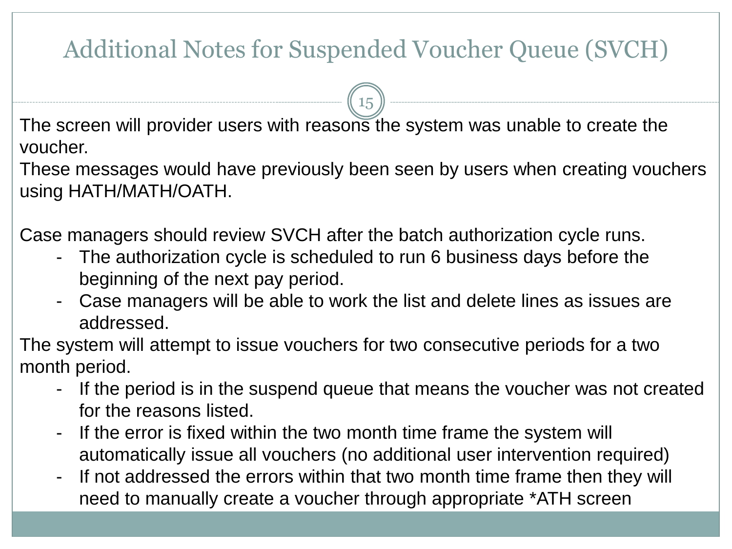# Additional Notes for Suspended Voucher Queue (SVCH)

The screen will provider users with reasons the system was unable to create the voucher.
These messages would have previously been seen by users when creating vouchers using HATH/MATH/OATH.

Case managers should review SVCH after the batch authorization cycle runs.

- The authorization cycle is scheduled to run 6 business days before the beginning of the next pay period.
- Case managers will be able to work the list and delete lines as issues are addressed.

The system will attempt to issue vouchers for two consecutive periods for a two month period.

- If the period is in the suspend queue that means the voucher was not created for the reasons listed.
- If the error is fixed within the two month time frame the system will automatically issue all vouchers (no additional user intervention required)
- If not addressed the errors within that two month time frame then they will need to manually create a voucher through appropriate *ATH screen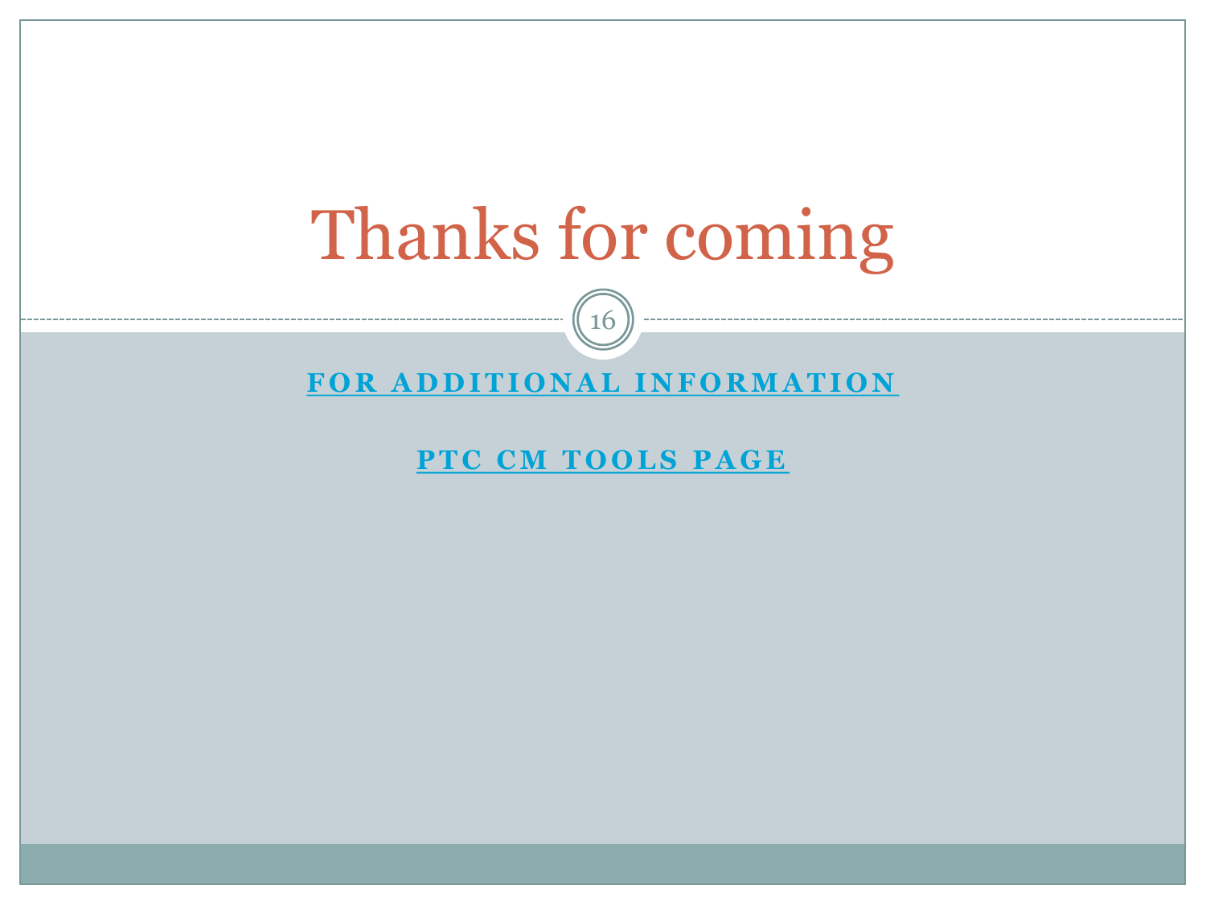# Thanks for coming

**FOR ADDITIONAL INFORMATION**

**PTC CM TOOLS PAGE**